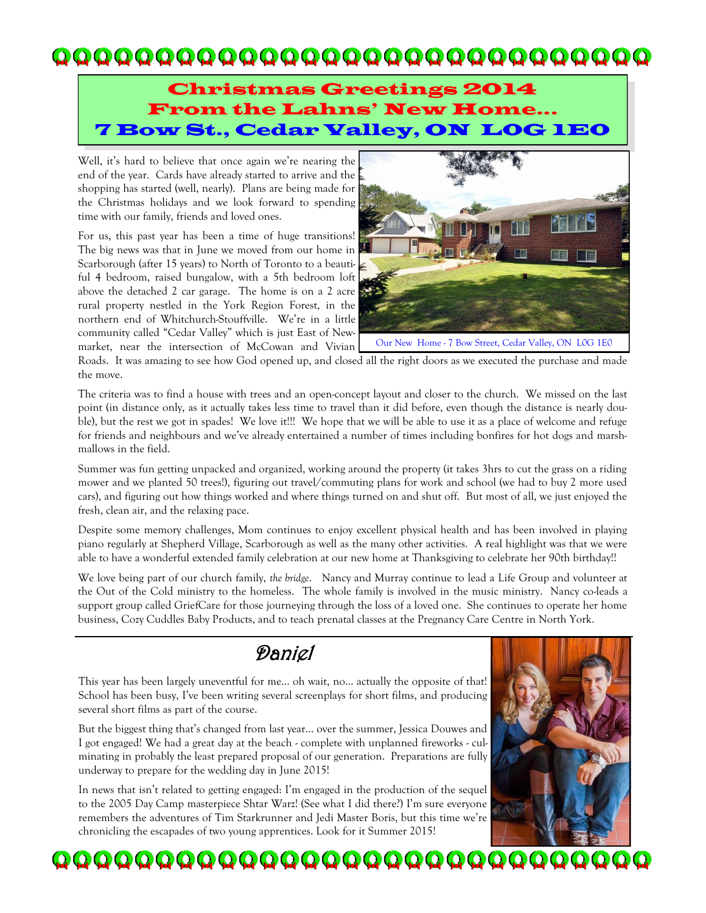# Christmas Greetings 2014
# From the Lahns' New Home...
# 7 Bow St., Cedar Valley, ON L0G 1E0

Well, it's hard to believe that once again we're nearing the end of the year. Cards have already started to arrive and the shopping has started (well, nearly). Plans are being made for the Christmas holidays and we look forward to spending time with our family, friends and loved ones.

For us, this past year has been a time of huge transitions! The big news was that in June we moved from our home in Scarborough (after 15 years) to North of Toronto to a beautiful 4 bedroom, raised bungalow, with a 5th bedroom loft above the detached 2 car garage. The home is on a 2 acre rural property nestled in the York Region Forest, in the northern end of Whitchurch-Stouffville. We're in a little community called "Cedar Valley" which is just East of Newmarket, near the intersection of McCowan and Vivian Roads. It was amazing to see how God opened up, and closed all the right doors as we executed the purchase and made the move.

Our New Home - 7 Bow Street, Cedar Valley, ON L0G 1E0

The criteria was to find a house with trees and an open-concept layout and closer to the church. We missed on the last point (in distance only, as it actually takes less time to travel than it did before, even though the distance is nearly double), but the rest we got in spades! We love it!!! We hope that we will be able to use it as a place of welcome and refuge for friends and neighbours and we've already entertained a number of times including bonfires for hot dogs and marshmallows in the field.

Summer was fun getting unpacked and organized, working around the property (it takes 3hrs to cut the grass on a riding mower and we planted 50 trees!), figuring out travel/commuting plans for work and school (we had to buy 2 more used cars), and figuring out how things worked and where things turned on and shut off. But most of all, we just enjoyed the fresh, clean air, and the relaxing pace.

Despite some memory challenges, Mom continues to enjoy excellent physical health and has been involved in playing piano regularly at Shepherd Village, Scarborough as well as the many other activities. A real highlight was that we were able to have a wonderful extended family celebration at our new home at Thanksgiving to celebrate her 90th birthday!!

We love being part of our church family, *the bridge*. Nancy and Murray continue to lead a Life Group and volunteer at the Out of the Cold ministry to the homeless. The whole family is involved in the music ministry. Nancy co-leads a support group called GriefCare for those journeying through the loss of a loved one. She continues to operate her home business, Cozy Cuddles Baby Products, and to teach prenatal classes at the Pregnancy Care Centre in North York.

## Daniel

This year has been largely uneventful for me... oh wait, no... actually the opposite of that! School has been busy, I've been writing several screenplays for short films, and producing several short films as part of the course.

But the biggest thing that's changed from last year... over the summer, Jessica Douwes and I got engaged! We had a great day at the beach - complete with unplanned fireworks - culminating in probably the least prepared proposal of our generation. Preparations are fully underway to prepare for the wedding day in June 2015!

In news that isn't related to getting engaged: I'm engaged in the production of the sequel to the 2005 Day Camp masterpiece Shtar Warz! (See what I did there?) I'm sure everyone remembers the adventures of Tim Starkrunner and Jedi Master Boris, but this time we're chronicling the escapades of two young apprentices. Look for it Summer 2015!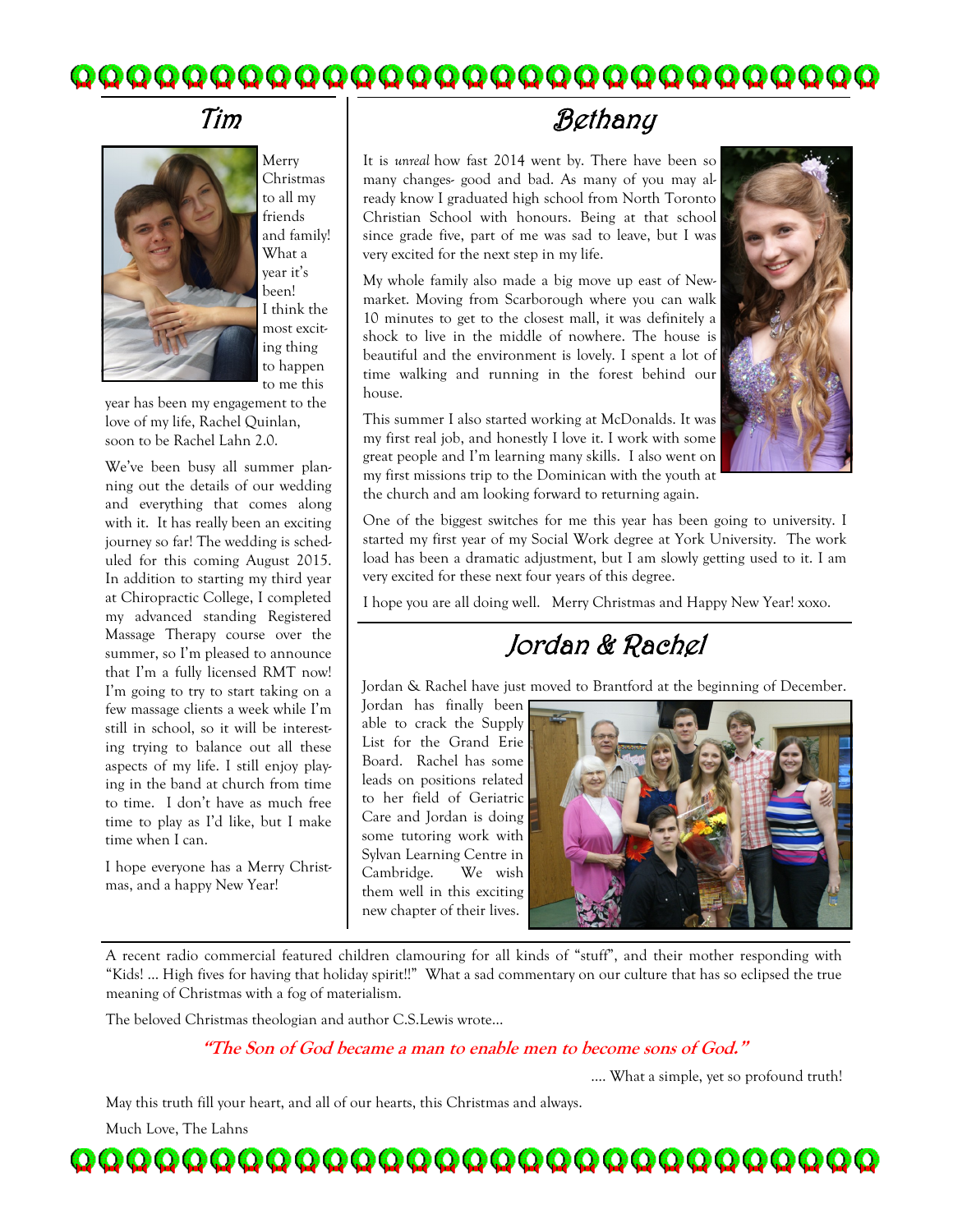## Tim

Merry Christmas to all my friends and family! What a year it's been! I think the most exciting thing to happen to me this year has been my engagement to the love of my life, Rachel Quinlan, soon to be Rachel Lahn 2.0.

We've been busy all summer planning out the details of our wedding and everything that comes along with it. It has really been an exciting journey so far! The wedding is scheduled for this coming August 2015. In addition to starting my third year at Chiropractic College, I completed my advanced standing Registered Massage Therapy course over the summer, so I'm pleased to announce that I'm a fully licensed RMT now! I'm going to try to start taking on a few massage clients a week while I'm still in school, so it will be interesting trying to balance out all these aspects of my life. I still enjoy playing in the band at church from time to time. I don't have as much free time to play as I'd like, but I make time when I can.

I hope everyone has a Merry Christmas, and a happy New Year!

## Bethany

It is *unreal* how fast 2014 went by. There have been so many changes- good and bad. As many of you may already know I graduated high school from North Toronto Christian School with honours. Being at that school since grade five, part of me was sad to leave, but I was very excited for the next step in my life.

My whole family also made a big move up east of Newmarket. Moving from Scarborough where you can walk 10 minutes to get to the closest mall, it was definitely a shock to live in the middle of nowhere. The house is beautiful and the environment is lovely. I spent a lot of time walking and running in the forest behind our house.

This summer I also started working at McDonalds. It was my first real job, and honestly I love it. I work with some great people and I'm learning many skills. I also went on my first missions trip to the Dominican with the youth at the church and am looking forward to returning again.

One of the biggest switches for me this year has been going to university. I started my first year of my Social Work degree at York University. The work load has been a dramatic adjustment, but I am slowly getting used to it. I am very excited for these next four years of this degree.

I hope you are all doing well. Merry Christmas and Happy New Year! xoxo.

## Jordan & Rachel

Jordan & Rachel have just moved to Brantford at the beginning of December. Jordan has finally been able to crack the Supply List for the Grand Erie Board. Rachel has some leads on positions related to her field of Geriatric Care and Jordan is doing some tutoring work with Sylvan Learning Centre in Cambridge. We wish them well in this exciting new chapter of their lives.

---

A recent radio commercial featured children clamouring for all kinds of "stuff", and their mother responding with "Kids! ... High fives for having that holiday spirit!!" What a sad commentary on our culture that has so eclipsed the true meaning of Christmas with a fog of materialism.

The beloved Christmas theologian and author C.S.Lewis wrote...

***"The Son of God became a man to enable men to become sons of God."***

.... What a simple, yet so profound truth!

May this truth fill your heart, and all of our hearts, this Christmas and always.

Much Love, The Lahns